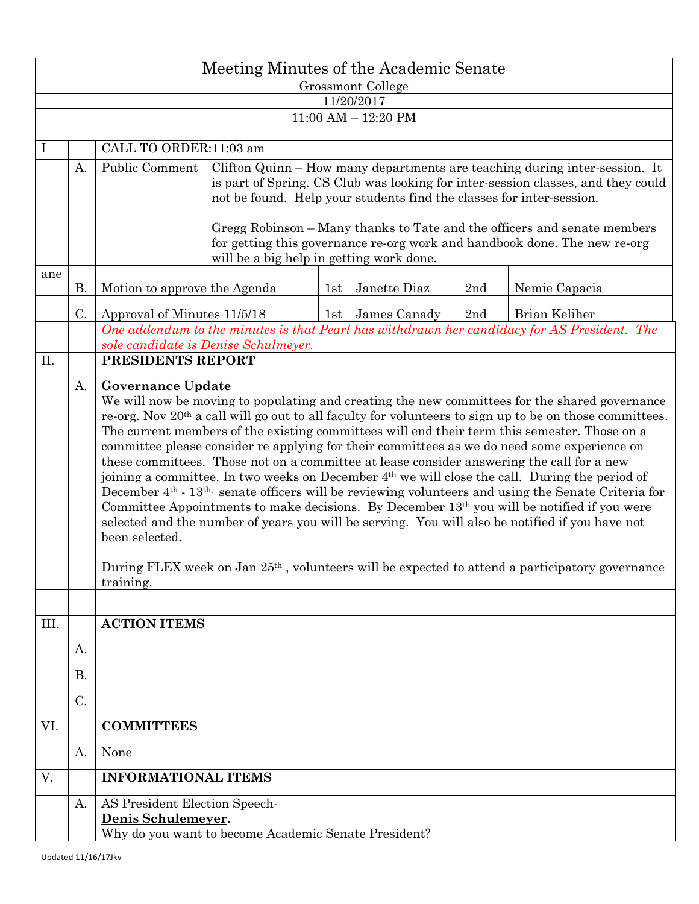# Meeting Minutes of the Academic Senate

Grossmont College

11/20/2017

11:00 AM – 12:20 PM

| | | | | | | | |
|---|---|---|---|---|---|---|---|
| I | | CALL TO ORDER:11:03 am | | | | | |
| | A. | Public Comment | Clifton Quinn – How many departments are teaching during inter-session. It is part of Spring. CS Club was looking for inter-session classes, and they could not be found. Help your students find the classes for inter-session.<br><br>Gregg Robinson – Many thanks to Tate and the officers and senate members for getting this governance re-org work and handbook done. The new re-org will be a big help in getting work done. | | | | |
| ane | B. | Motion to approve the Agenda | | 1st | Janette Diaz | 2nd | Nemie Capacia |
| | C. | Approval of Minutes 11/5/18 | | 1st | James Canady | 2nd | Brian Keliher |
| | | *One addendum to the minutes is that Pearl has withdrawn her candidacy for AS President. The sole candidate is Denise Schulmeyer.* | | | | | |
| II. | | **PRESIDENTS REPORT** | | | | | |
| | A. | **Governance Update**<br>We will now be moving to populating and creating the new committees for the shared governance re-org. Nov 20th a call will go out to all faculty for volunteers to sign up to be on those committees. The current members of the existing committees will end their term this semester. Those on a committee please consider re applying for their committees as we do need some experience on these committees. Those not on a committee at lease consider answering the call for a new joining a committee. In two weeks on December 4th we will close the call. During the period of December 4th - 13th, senate officers will be reviewing volunteers and using the Senate Criteria for Committee Appointments to make decisions. By December 13th you will be notified if you were selected and the number of years you will be serving. You will also be notified if you have not been selected.<br><br>During FLEX week on Jan 25th , volunteers will be expected to attend a participatory governance training. | | | | | |
| | | | | | | | |
| III. | | **ACTION ITEMS** | | | | | |
| | A. | | | | | | |
| | B. | | | | | | |
| | C. | | | | | | |
| VI. | | **COMMITTEES** | | | | | |
| | A. | None | | | | | |
| V. | | **INFORMATIONAL ITEMS** | | | | | |
| | A. | AS President Election Speech-<br>**Denis Schulemeyer**.<br>Why do you want to become Academic Senate President? | | | | | |

Updated 11/16/17Jkv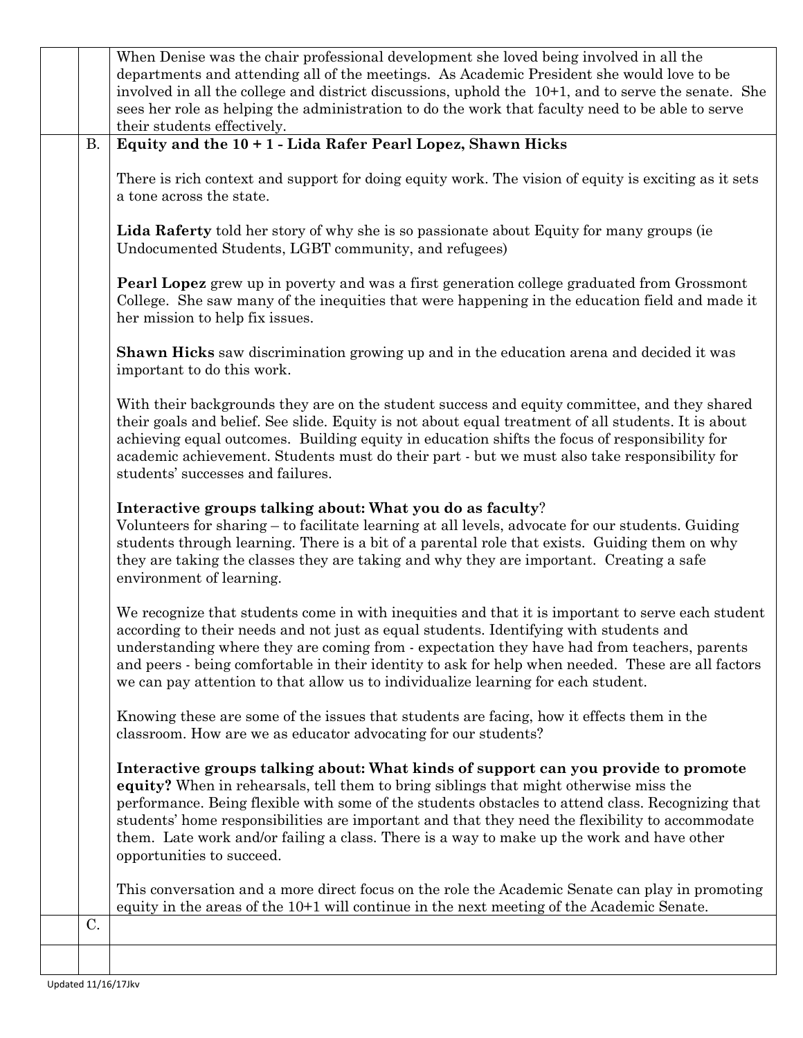| | | |
|---|---|---|
| | | When Denise was the chair professional development she loved being involved in all the departments and attending all of the meetings. As Academic President she would love to be involved in all the college and district discussions, uphold the 10+1, and to serve the senate. She sees her role as helping the administration to do the work that faculty need to be able to serve their students effectively. |
| | B. | **Equity and the 10 + 1 - Lida Rafer Pearl Lopez, Shawn Hicks**<br><br>There is rich context and support for doing equity work. The vision of equity is exciting as it sets a tone across the state.<br><br>**Lida Raferty** told her story of why she is so passionate about Equity for many groups (ie Undocumented Students, LGBT community, and refugees)<br><br>**Pearl Lopez** grew up in poverty and was a first generation college graduated from Grossmont College. She saw many of the inequities that were happening in the education field and made it her mission to help fix issues.<br><br>**Shawn Hicks** saw discrimination growing up and in the education arena and decided it was important to do this work.<br><br>With their backgrounds they are on the student success and equity committee, and they shared their goals and belief. See slide. Equity is not about equal treatment of all students. It is about achieving equal outcomes. Building equity in education shifts the focus of responsibility for academic achievement. Students must do their part - but we must also take responsibility for students' successes and failures.<br><br>**Interactive groups talking about: What you do as faculty**?<br>Volunteers for sharing – to facilitate learning at all levels, advocate for our students. Guiding students through learning. There is a bit of a parental role that exists. Guiding them on why they are taking the classes they are taking and why they are important. Creating a safe environment of learning.<br><br>We recognize that students come in with inequities and that it is important to serve each student according to their needs and not just as equal students. Identifying with students and understanding where they are coming from - expectation they have had from teachers, parents and peers - being comfortable in their identity to ask for help when needed. These are all factors we can pay attention to that allow us to individualize learning for each student.<br><br>Knowing these are some of the issues that students are facing, how it effects them in the classroom. How are we as educator advocating for our students?<br><br>**Interactive groups talking about: What kinds of support can you provide to promote equity?** When in rehearsals, tell them to bring siblings that might otherwise miss the performance. Being flexible with some of the students obstacles to attend class. Recognizing that students' home responsibilities are important and that they need the flexibility to accommodate them. Late work and/or failing a class. There is a way to make up the work and have other opportunities to succeed.<br><br>This conversation and a more direct focus on the role the Academic Senate can play in promoting equity in the areas of the 10+1 will continue in the next meeting of the Academic Senate. |
| | C. | |
| | | |

Updated 11/16/17Jkv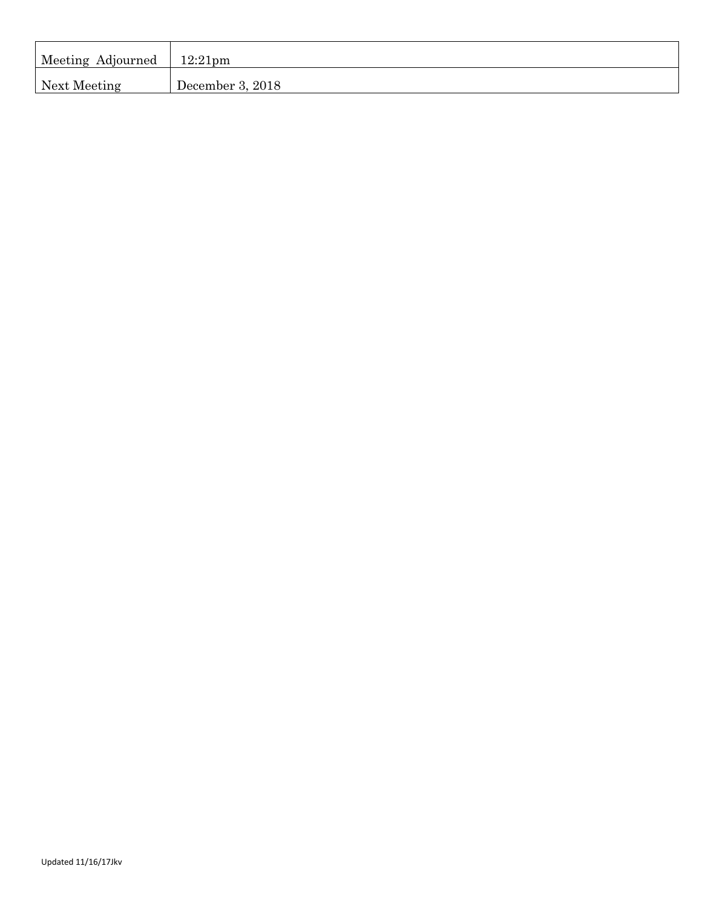| Meeting Adjourned | 12:21pm |
| --- | --- |
| Next Meeting | December 3, 2018 |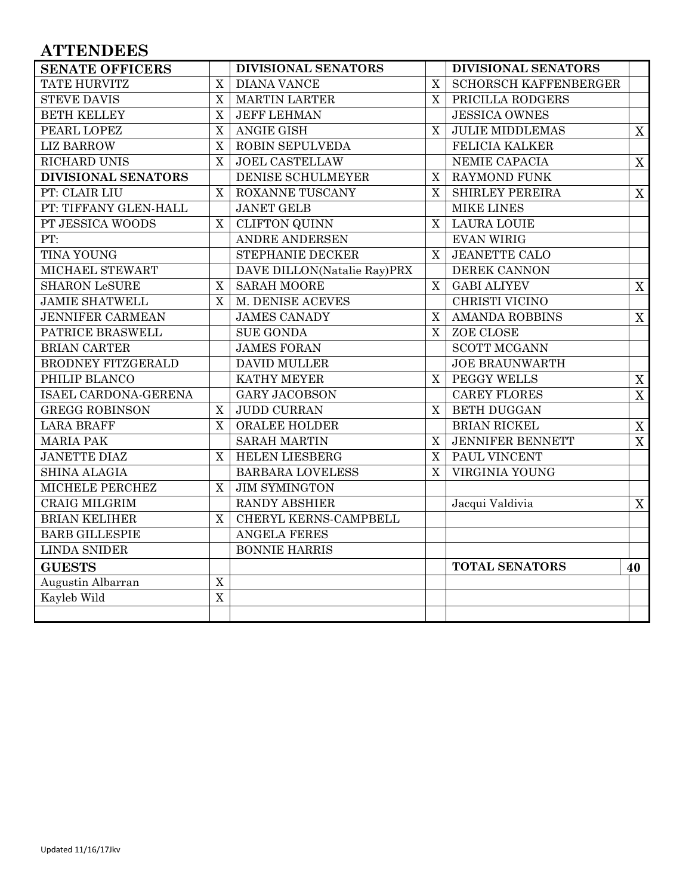## ATTENDEES

| SENATE OFFICERS | | DIVISIONAL SENATORS | | DIVISIONAL SENATORS | |
|---|---|---|---|---|---|
| TATE HURVITZ | X | DIANA VANCE | X | SCHORSCH KAFFENBERGER | |
| STEVE DAVIS | X | MARTIN LARTER | X | PRICILLA RODGERS | |
| BETH KELLEY | X | JEFF LEHMAN | | JESSICA OWNES | |
| PEARL LOPEZ | X | ANGIE GISH | X | JULIE MIDDLEMAS | X |
| LIZ BARROW | X | ROBIN SEPULVEDA | | FELICIA KALKER | |
| RICHARD UNIS | X | JOEL CASTELLAW | | NEMIE CAPACIA | X |
| **DIVISIONAL SENATORS** | | DENISE SCHULMEYER | X | RAYMOND FUNK | |
| PT: CLAIR LIU | X | ROXANNE TUSCANY | X | SHIRLEY PEREIRA | X |
| PT: TIFFANY GLEN-HALL | | JANET GELB | | MIKE LINES | |
| PT JESSICA WOODS | X | CLIFTON QUINN | X | LAURA LOUIE | |
| PT: | | ANDRE ANDERSEN | | EVAN WIRIG | |
| TINA YOUNG | | STEPHANIE DECKER | X | JEANETTE CALO | |
| MICHAEL STEWART | | DAVE DILLON(Natalie Ray)PRX | | DEREK CANNON | |
| SHARON LeSURE | X | SARAH MOORE | X | GABI ALIYEV | X |
| JAMIE SHATWELL | X | M. DENISE ACEVES | | CHRISTI VICINO | |
| JENNIFER CARMEAN | | JAMES CANADY | X | AMANDA ROBBINS | X |
| PATRICE BRASWELL | | SUE GONDA | X | ZOE CLOSE | |
| BRIAN CARTER | | JAMES FORAN | | SCOTT MCGANN | |
| BRODNEY FITZGERALD | | DAVID MULLER | | JOE BRAUNWARTH | |
| PHILIP BLANCO | | KATHY MEYER | X | PEGGY WELLS | X |
| ISAEL CARDONA-GERENA | | GARY JACOBSON | | CAREY FLORES | X |
| GREGG ROBINSON | X | JUDD CURRAN | X | BETH DUGGAN | |
| LARA BRAFF | X | ORALEE HOLDER | | BRIAN RICKEL | X |
| MARIA PAK | | SARAH MARTIN | X | JENNIFER BENNETT | X |
| JANETTE DIAZ | X | HELEN LIESBERG | X | PAUL VINCENT | |
| SHINA ALAGIA | | BARBARA LOVELESS | X | VIRGINIA YOUNG | |
| MICHELE PERCHEZ | X | JIM SYMINGTON | | | |
| CRAIG MILGRIM | | RANDY ABSHIER | | Jacqui Valdivia | X |
| BRIAN KELIHER | X | CHERYL KERNS-CAMPBELL | | | |
| BARB GILLESPIE | | ANGELA FERES | | | |
| LINDA SNIDER | | BONNIE HARRIS | | | |
| **GUESTS** | | | | **TOTAL SENATORS** | **40** |
| Augustin Albarran | X | | | | |
| Kayleb Wild | X | | | | |
| | | | | | |

Updated 11/16/17Jkv